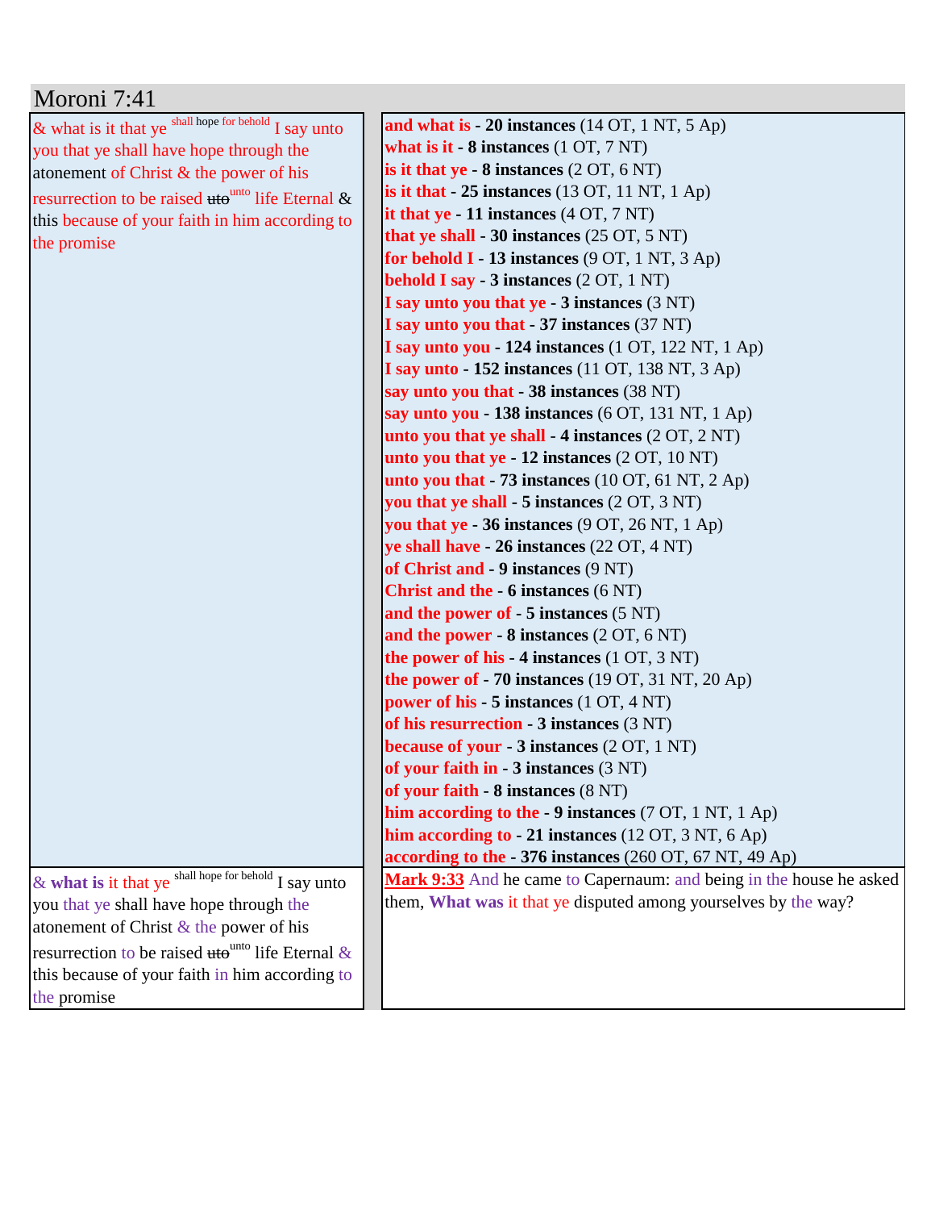# Moroni 7:41

| | |
|---|---|
| & what is it that ye shall hope for behold I say unto you that ye shall have hope through the atonement of Christ & the power of his resurrection to be raised ~~uto~~unto life Eternal & this because of your faith in him according to the promise | **and what is - 20 instances** (14 OT, 1 NT, 5 Ap)<br>**what is it - 8 instances** (1 OT, 7 NT)<br>**is it that ye - 8 instances** (2 OT, 6 NT)<br>**is it that - 25 instances** (13 OT, 11 NT, 1 Ap)<br>**it that ye - 11 instances** (4 OT, 7 NT)<br>**that ye shall - 30 instances** (25 OT, 5 NT)<br>**for behold I - 13 instances** (9 OT, 1 NT, 3 Ap)<br>**behold I say - 3 instances** (2 OT, 1 NT)<br>**I say unto you that ye - 3 instances** (3 NT)<br>**I say unto you that - 37 instances** (37 NT)<br>**I say unto you - 124 instances** (1 OT, 122 NT, 1 Ap)<br>**I say unto - 152 instances** (11 OT, 138 NT, 3 Ap)<br>**say unto you that - 38 instances** (38 NT)<br>**say unto you - 138 instances** (6 OT, 131 NT, 1 Ap)<br>**unto you that ye shall - 4 instances** (2 OT, 2 NT)<br>**unto you that ye - 12 instances** (2 OT, 10 NT)<br>**unto you that - 73 instances** (10 OT, 61 NT, 2 Ap)<br>**you that ye shall - 5 instances** (2 OT, 3 NT)<br>**you that ye - 36 instances** (9 OT, 26 NT, 1 Ap)<br>**ye shall have - 26 instances** (22 OT, 4 NT)<br>**of Christ and - 9 instances** (9 NT)<br>**Christ and the - 6 instances** (6 NT)<br>**and the power of - 5 instances** (5 NT)<br>**and the power - 8 instances** (2 OT, 6 NT)<br>**the power of his - 4 instances** (1 OT, 3 NT)<br>**the power of - 70 instances** (19 OT, 31 NT, 20 Ap)<br>**power of his - 5 instances** (1 OT, 4 NT)<br>**of his resurrection - 3 instances** (3 NT)<br>**because of your - 3 instances** (2 OT, 1 NT)<br>**of your faith in - 3 instances** (3 NT)<br>**of your faith - 8 instances** (8 NT)<br>**him according to the - 9 instances** (7 OT, 1 NT, 1 Ap)<br>**him according to - 21 instances** (12 OT, 3 NT, 6 Ap)<br>**according to the - 376 instances** (260 OT, 67 NT, 49 Ap) |
| & **what is** it that ye shall hope for behold I say unto you that ye shall have hope through the atonement of Christ & the power of his resurrection to be raised ~~uto~~unto life Eternal & this because of your faith in him according to the promise | **Mark 9:33** And he came to Capernaum: and being in the house he asked them, **What was** it that ye disputed among yourselves by the way? |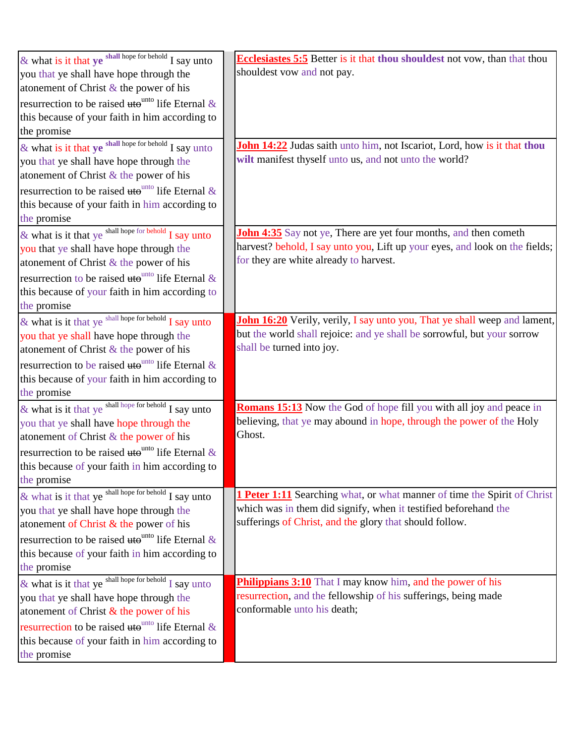| | | |
|---|---|---|
| & what is it that ye shall hope for behold I say unto you that ye shall have hope through the atonement of Christ & the power of his resurrection to be raised ~~uto~~unto life Eternal & this because of your faith in him according to the promise | | **Ecclesiastes 5:5** Better is it that thou shouldest not vow, than that thou shouldest vow and not pay. |
| & what is it that ye shall hope for behold I say unto you that ye shall have hope through the atonement of Christ & the power of his resurrection to be raised ~~uto~~unto life Eternal & this because of your faith in him according to the promise | | **John 14:22** Judas saith unto him, not Iscariot, Lord, how is it that thou wilt manifest thyself unto us, and not unto the world? |
| & what is it that ye shall hope for behold I say unto you that ye shall have hope through the atonement of Christ & the power of his resurrection to be raised ~~uto~~unto life Eternal & this because of your faith in him according to the promise | | **John 4:35** Say not ye, There are yet four months, and then cometh harvest? behold, I say unto you, Lift up your eyes, and look on the fields; for they are white already to harvest. |
| & what is it that ye shall hope for behold I say unto you that ye shall have hope through the atonement of Christ & the power of his resurrection to be raised ~~uto~~unto life Eternal & this because of your faith in him according to the promise | | **John 16:20** Verily, verily, I say unto you, That ye shall weep and lament, but the world shall rejoice: and ye shall be sorrowful, but your sorrow shall be turned into joy. |
| & what is it that ye shall hope for behold I say unto you that ye shall have hope through the atonement of Christ & the power of his resurrection to be raised ~~uto~~unto life Eternal & this because of your faith in him according to the promise | | **Romans 15:13** Now the God of hope fill you with all joy and peace in believing, that ye may abound in hope, through the power of the Holy Ghost. |
| & what is it that ye shall hope for behold I say unto you that ye shall have hope through the atonement of Christ & the power of his resurrection to be raised ~~uto~~unto life Eternal & this because of your faith in him according to the promise | | **1 Peter 1:11** Searching what, or what manner of time the Spirit of Christ which was in them did signify, when it testified beforehand the sufferings of Christ, and the glory that should follow. |
| & what is it that ye shall hope for behold I say unto you that ye shall have hope through the atonement of Christ & the power of his resurrection to be raised ~~uto~~unto life Eternal & this because of your faith in him according to the promise | | **Philippians 3:10** That I may know him, and the power of his resurrection, and the fellowship of his sufferings, being made conformable unto his death; |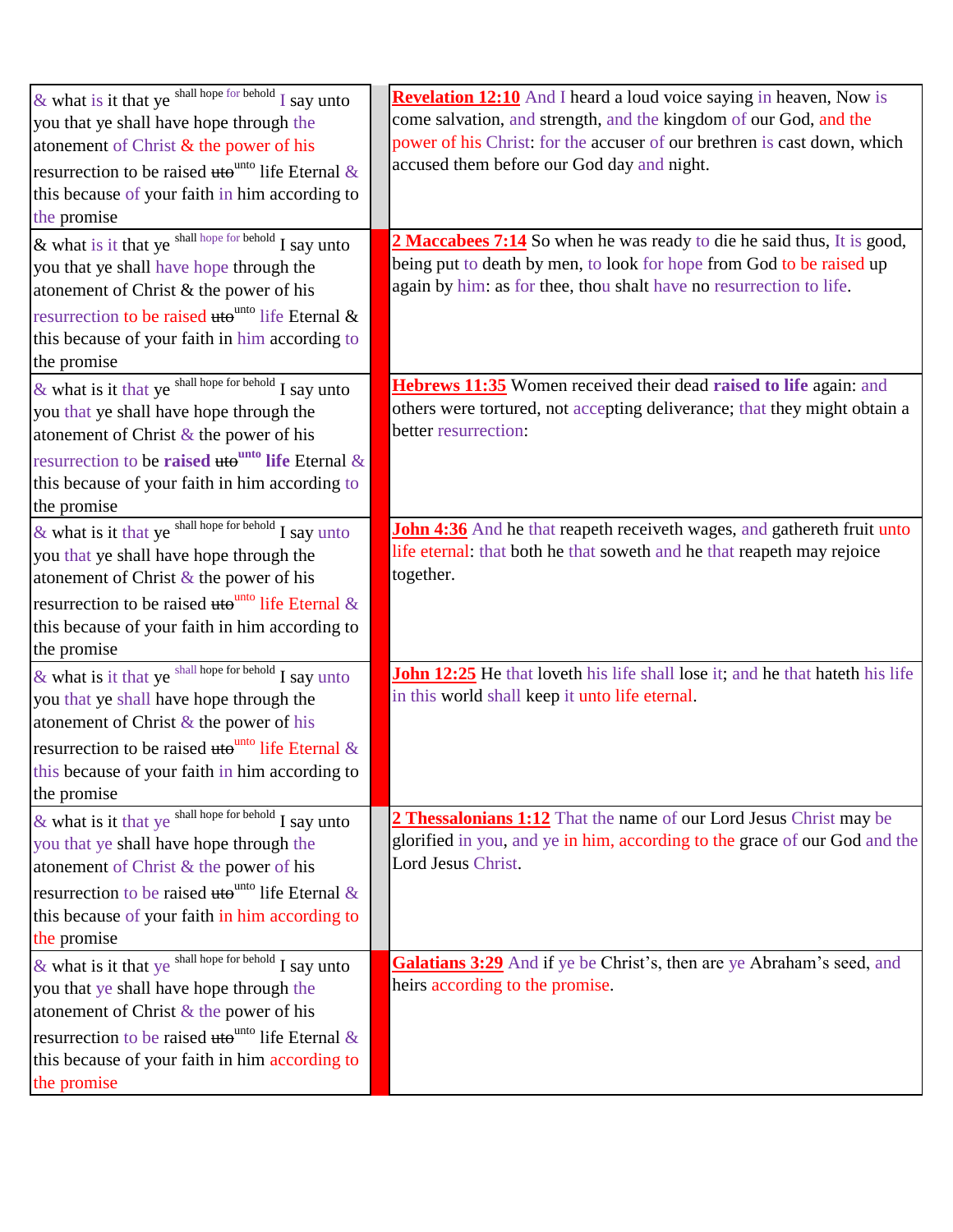| | | |
|---|---|---|
| & what is it that ye shall hope for behold I say unto you that ye shall have hope through the atonement of Christ & the power of his resurrection to be raised ~~uto~~ unto life Eternal & this because of your faith in him according to the promise | | **Revelation 12:10** And I heard a loud voice saying in heaven, Now is come salvation, and strength, and the kingdom of our God, and the power of his Christ: for the accuser of our brethren is cast down, which accused them before our God day and night. |
| & what is it that ye shall hope for behold I say unto you that ye shall have hope through the atonement of Christ & the power of his resurrection to be raised ~~uto~~ unto life Eternal & this because of your faith in him according to the promise | | **2 Maccabees 7:14** So when he was ready to die he said thus, It is good, being put to death by men, to look for hope from God to be raised up again by him: as for thee, thou shalt have no resurrection to life. |
| & what is it that ye shall hope for behold I say unto you that ye shall have hope through the atonement of Christ & the power of his resurrection to be **raised** ~~uto~~ **unto life** Eternal & this because of your faith in him according to the promise | | **Hebrews 11:35** Women received their dead **raised to life** again: and others were tortured, not accepting deliverance; that they might obtain a better resurrection: |
| & what is it that ye shall hope for behold I say unto you that ye shall have hope through the atonement of Christ & the power of his resurrection to be raised ~~uto~~ unto life Eternal & this because of your faith in him according to the promise | | **John 4:36** And he that reapeth receiveth wages, and gathereth fruit unto life eternal: that both he that soweth and he that reapeth may rejoice together. |
| & what is it that ye shall hope for behold I say unto you that ye shall have hope through the atonement of Christ & the power of his resurrection to be raised ~~uto~~ unto life Eternal & this because of your faith in him according to the promise | | **John 12:25** He that loveth his life shall lose it; and he that hateth his life in this world shall keep it unto life eternal. |
| & what is it that ye shall hope for behold I say unto you that ye shall have hope through the atonement of Christ & the power of his resurrection to be raised ~~uto~~ unto life Eternal & this because of your faith in him according to the promise | | **2 Thessalonians 1:12** That the name of our Lord Jesus Christ may be glorified in you, and ye in him, according to the grace of our God and the Lord Jesus Christ. |
| & what is it that ye shall hope for behold I say unto you that ye shall have hope through the atonement of Christ & the power of his resurrection to be raised ~~uto~~ unto life Eternal & this because of your faith in him according to the promise | | **Galatians 3:29** And if ye be Christ's, then are ye Abraham's seed, and heirs according to the promise. |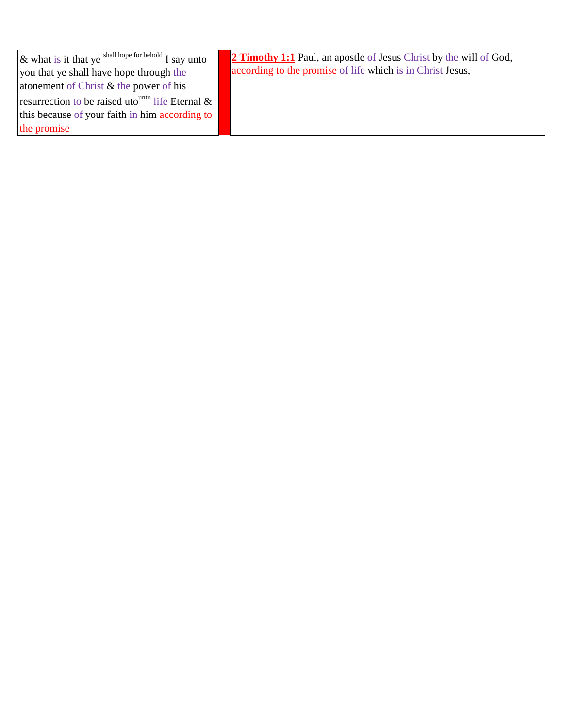| | | |
|---|---|---|
| & what is it that ye shall hope for behold I say unto you that ye shall have hope through the atonement of Christ & the power of his resurrection to be raised ~~uto~~ unto life Eternal & this because of your faith in him according to the promise | | **2 Timothy 1:1** Paul, an apostle of Jesus Christ by the will of God, according to the promise of life which is in Christ Jesus, |